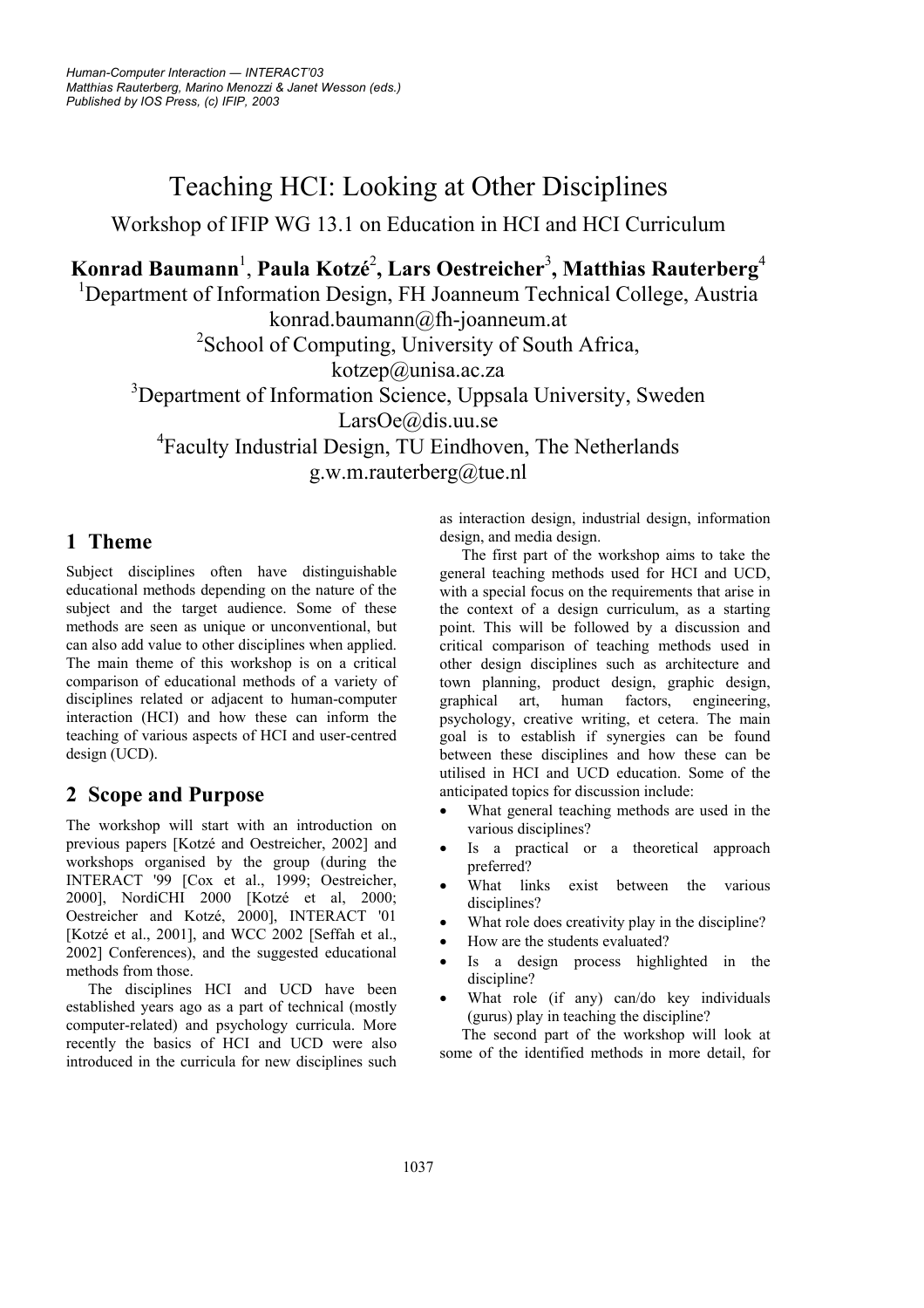# Teaching HCI: Looking at Other Disciplines

Workshop of IFIP WG 13.1 on Education in HCI and HCI Curriculum

**Konrad Baumann**[1], **Paula Kotzé**[2], **Lars Oestreicher**[3], **Matthias Rauterberg**[4]

[1]Department of Information Design, FH Joanneum Technical College, Austria
konrad.baumann@fh-joanneum.at

[2]School of Computing, University of South Africa,
kotzep@unisa.ac.za

[3]Department of Information Science, Uppsala University, Sweden
LarsOe@dis.uu.se

[4]Faculty Industrial Design, TU Eindhoven, The Netherlands
g.w.m.rauterberg@tue.nl

## 1 Theme

Subject disciplines often have distinguishable educational methods depending on the nature of the subject and the target audience. Some of these methods are seen as unique or unconventional, but can also add value to other disciplines when applied. The main theme of this workshop is on a critical comparison of educational methods of a variety of disciplines related or adjacent to human-computer interaction (HCI) and how these can inform the teaching of various aspects of HCI and user-centred design (UCD).

## 2 Scope and Purpose

The workshop will start with an introduction on previous papers [Kotzé and Oestreicher, 2002] and workshops organised by the group (during the INTERACT '99 [Cox et al., 1999; Oestreicher, 2000], NordiCHI 2000 [Kotzé et al, 2000; Oestreicher and Kotzé, 2000], INTERACT '01 [Kotzé et al., 2001], and WCC 2002 [Seffah et al., 2002] Conferences), and the suggested educational methods from those.

The disciplines HCI and UCD have been established years ago as a part of technical (mostly computer-related) and psychology curricula. More recently the basics of HCI and UCD were also introduced in the curricula for new disciplines such as interaction design, industrial design, information design, and media design.

The first part of the workshop aims to take the general teaching methods used for HCI and UCD, with a special focus on the requirements that arise in the context of a design curriculum, as a starting point. This will be followed by a discussion and critical comparison of teaching methods used in other design disciplines such as architecture and town planning, product design, graphic design, graphical art, human factors, engineering, psychology, creative writing, et cetera. The main goal is to establish if synergies can be found between these disciplines and how these can be utilised in HCI and UCD education. Some of the anticipated topics for discussion include:

- What general teaching methods are used in the various disciplines?
- Is a practical or a theoretical approach preferred?
- What links exist between the various disciplines?
- What role does creativity play in the discipline?
- How are the students evaluated?
- Is a design process highlighted in the discipline?
- What role (if any) can/do key individuals (gurus) play in teaching the discipline?

The second part of the workshop will look at some of the identified methods in more detail, for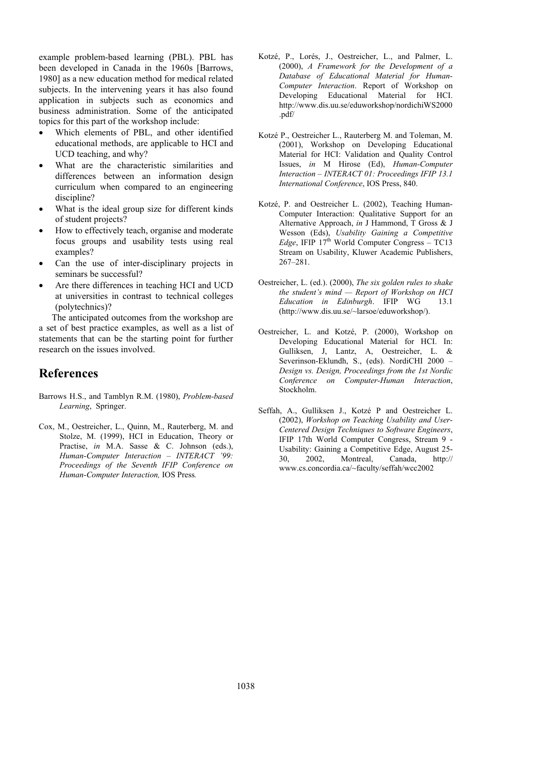example problem-based learning (PBL). PBL has been developed in Canada in the 1960s [Barrows, 1980] as a new education method for medical related subjects. In the intervening years it has also found application in subjects such as economics and business administration. Some of the anticipated topics for this part of the workshop include:

- Which elements of PBL, and other identified educational methods, are applicable to HCI and UCD teaching, and why?
- What are the characteristic similarities and differences between an information design curriculum when compared to an engineering discipline?
- What is the ideal group size for different kinds of student projects?
- How to effectively teach, organise and moderate focus groups and usability tests using real examples?
- Can the use of inter-disciplinary projects in seminars be successful?
- Are there differences in teaching HCI and UCD at universities in contrast to technical colleges (polytechnics)?

The anticipated outcomes from the workshop are a set of best practice examples, as well as a list of statements that can be the starting point for further research on the issues involved.

# References

Barrows H.S., and Tamblyn R.M. (1980), *Problem-based Learning*, Springer.

Cox, M., Oestreicher, L., Quinn, M., Rauterberg, M. and Stolze, M. (1999), HCI in Education, Theory or Practise, *in* M.A. Sasse & C. Johnson (eds.), *Human-Computer Interaction – INTERACT '99: Proceedings of the Seventh IFIP Conference on Human-Computer Interaction,* IOS Press.

Kotzé, P., Lorés, J., Oestreicher, L., and Palmer, L. (2000), *A Framework for the Development of a Database of Educational Material for Human-Computer Interaction*. Report of Workshop on Developing Educational Material for HCI. http://www.dis.uu.se/eduworkshop/nordichiWS2000.pdf/

Kotzé P., Oestreicher L., Rauterberg M. and Toleman, M. (2001), Workshop on Developing Educational Material for HCI: Validation and Quality Control Issues, *in* M Hirose (Ed), *Human-Computer Interaction – INTERACT 01: Proceedings IFIP 13.1 International Conference*, IOS Press, 840.

Kotzé, P. and Oestreicher L. (2002), Teaching Human-Computer Interaction: Qualitative Support for an Alternative Approach, *in* J Hammond, T Gross & J Wesson (Eds), *Usability Gaining a Competitive Edge*, IFIP 17th World Computer Congress – TC13 Stream on Usability, Kluwer Academic Publishers, 267–281.

Oestreicher, L. (ed.). (2000), *The six golden rules to shake the student's mind — Report of Workshop on HCI Education in Edinburgh*. IFIP WG 13.1 (http://www.dis.uu.se/~larsoe/eduworkshop/).

Oestreicher, L. and Kotzé, P. (2000), Workshop on Developing Educational Material for HCI. In: Gulliksen, J, Lantz, A, Oestreicher, L. & Severinson-Eklundh, S., (eds). NordiCHI 2000 – *Design vs. Design, Proceedings from the 1st Nordic Conference on Computer-Human Interaction*, Stockholm.

Seffah, A., Gulliksen J., Kotzé P and Oestreicher L. (2002), *Workshop on Teaching Usability and User-Centered Design Techniques to Software Engineers*, IFIP 17th World Computer Congress, Stream 9 - Usability: Gaining a Competitive Edge, August 25-30, 2002, Montreal, Canada, http://www.cs.concordia.ca/~faculty/seffah/wcc2002